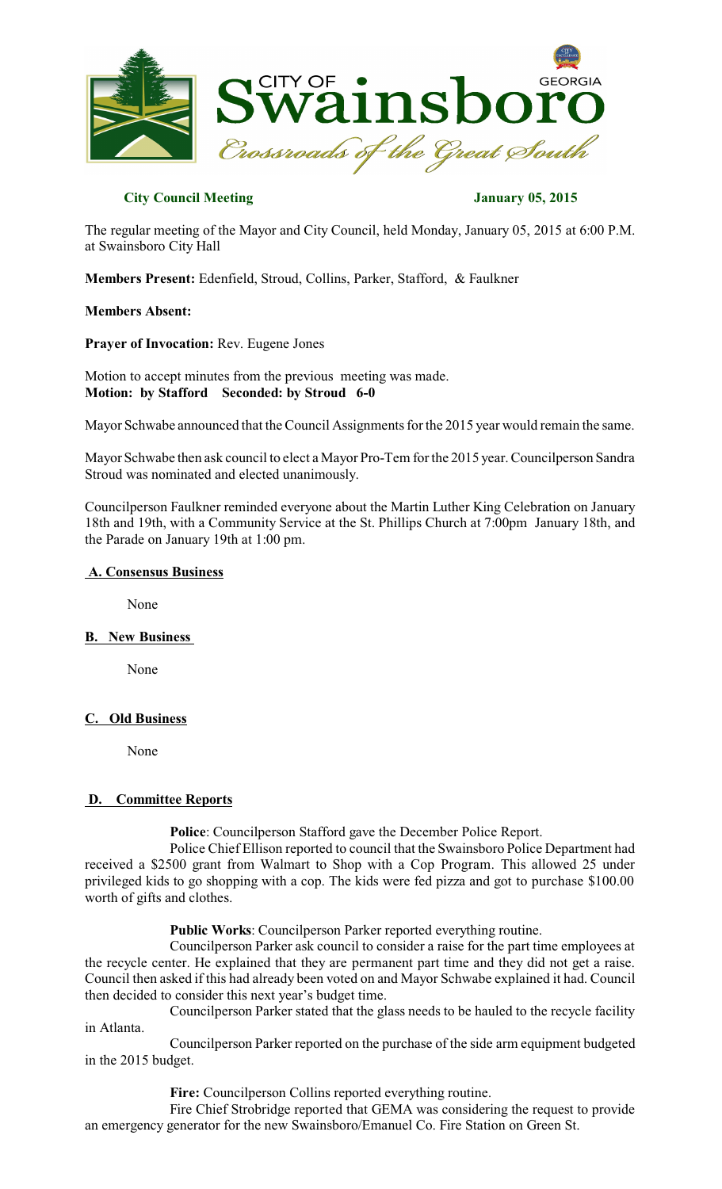**City Council Meeting** **January 05, 2015**

The regular meeting of the Mayor and City Council, held Monday, January 05, 2015 at 6:00 P.M. at Swainsboro City Hall

**Members Present:** Edenfield, Stroud, Collins, Parker, Stafford, & Faulkner

**Members Absent:**

**Prayer of Invocation:** Rev. Eugene Jones

Motion to accept minutes from the previous meeting was made.
**Motion: by Stafford Seconded: by Stroud 6-0**

Mayor Schwabe announced that the Council Assignments for the 2015 year would remain the same.

Mayor Schwabe then ask council to elect a Mayor Pro-Tem for the 2015 year. Councilperson Sandra Stroud was nominated and elected unanimously.

Councilperson Faulkner reminded everyone about the Martin Luther King Celebration on January 18th and 19th, with a Community Service at the St. Phillips Church at 7:00pm January 18th, and the Parade on January 19th at 1:00 pm.

## A. Consensus Business

None

## B. New Business

None

## C. Old Business

None

## D. Committee Reports

**Police**: Councilperson Stafford gave the December Police Report.

Police Chief Ellison reported to council that the Swainsboro Police Department had received a $2500 grant from Walmart to Shop with a Cop Program. This allowed 25 under privileged kids to go shopping with a cop. The kids were fed pizza and got to purchase $100.00 worth of gifts and clothes.

**Public Works**: Councilperson Parker reported everything routine.

Councilperson Parker ask council to consider a raise for the part time employees at the recycle center. He explained that they are permanent part time and they did not get a raise. Council then asked if this had already been voted on and Mayor Schwabe explained it had. Council then decided to consider this next year's budget time.

Councilperson Parker stated that the glass needs to be hauled to the recycle facility in Atlanta.

Councilperson Parker reported on the purchase of the side arm equipment budgeted in the 2015 budget.

**Fire:** Councilperson Collins reported everything routine.

Fire Chief Strobridge reported that GEMA was considering the request to provide an emergency generator for the new Swainsboro/Emanuel Co. Fire Station on Green St.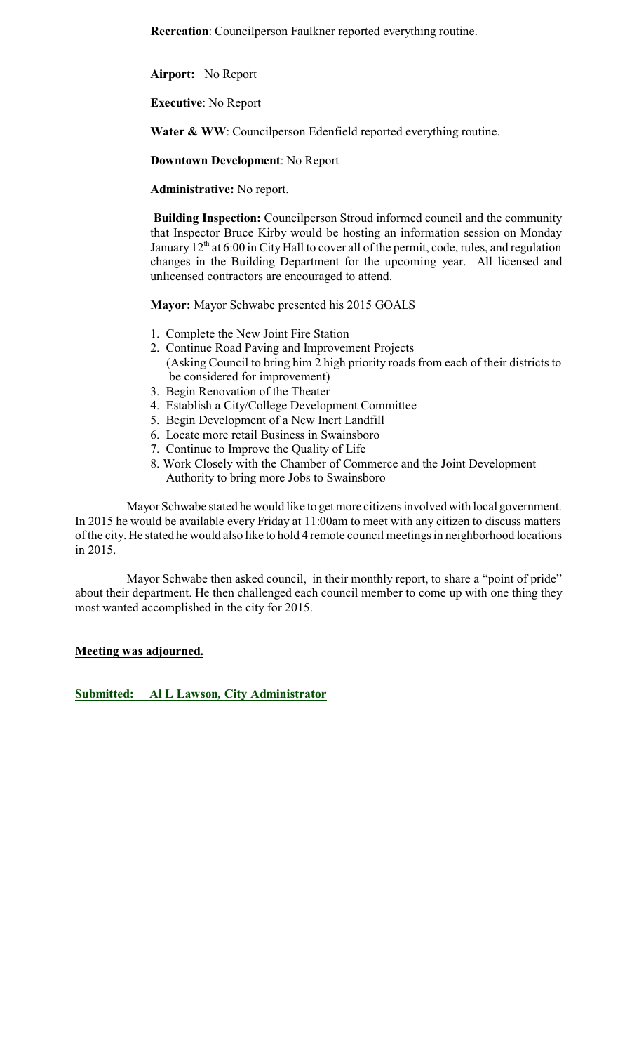**Recreation**: Councilperson Faulkner reported everything routine.

**Airport:** No Report

**Executive**: No Report

**Water & WW**: Councilperson Edenfield reported everything routine.

**Downtown Development**: No Report

**Administrative:** No report.

**Building Inspection:** Councilperson Stroud informed council and the community that Inspector Bruce Kirby would be hosting an information session on Monday January 12th at 6:00 in City Hall to cover all of the permit, code, rules, and regulation changes in the Building Department for the upcoming year. All licensed and unlicensed contractors are encouraged to attend.

**Mayor:** Mayor Schwabe presented his 2015 GOALS

1. Complete the New Joint Fire Station
2. Continue Road Paving and Improvement Projects
   (Asking Council to bring him 2 high priority roads from each of their districts to be considered for improvement)
3. Begin Renovation of the Theater
4. Establish a City/College Development Committee
5. Begin Development of a New Inert Landfill
6. Locate more retail Business in Swainsboro
7. Continue to Improve the Quality of Life
8. Work Closely with the Chamber of Commerce and the Joint Development Authority to bring more Jobs to Swainsboro

Mayor Schwabe stated he would like to get more citizens involved with local government. In 2015 he would be available every Friday at 11:00am to meet with any citizen to discuss matters of the city. He stated he would also like to hold 4 remote council meetings in neighborhood locations in 2015.

Mayor Schwabe then asked council, in their monthly report, to share a "point of pride" about their department. He then challenged each council member to come up with one thing they most wanted accomplished in the city for 2015.

**Meeting was adjourned.**

**Submitted: Al L Lawson, City Administrator**